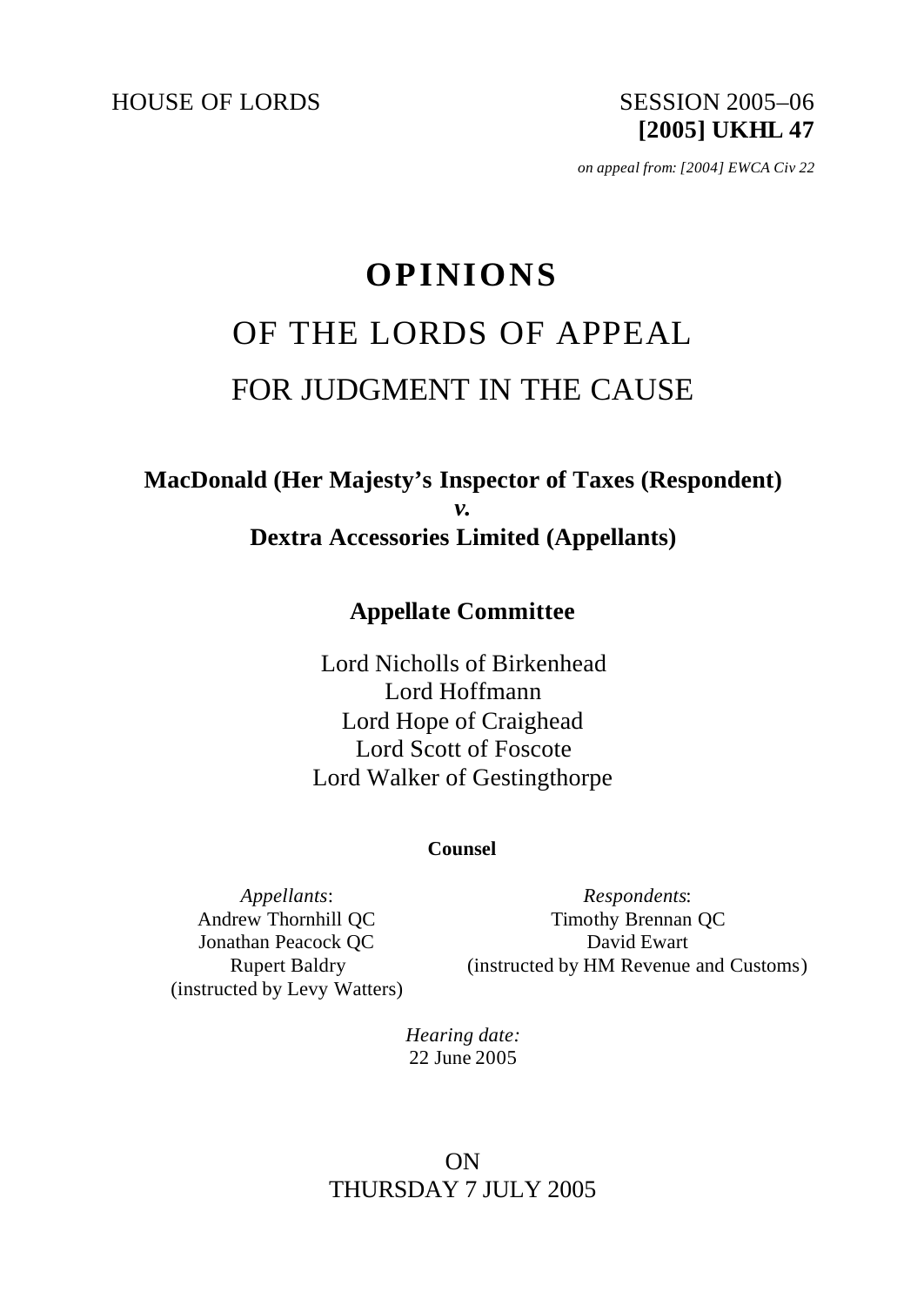HOUSE OF LORDS

SESSION 2005–06
**[2005] UKHL 47**

*on appeal from: [2004] EWCA Civ 22*

# OPINIONS

## OF THE LORDS OF APPEAL

## FOR JUDGMENT IN THE CAUSE

**MacDonald (Her Majesty's Inspector of Taxes (Respondent)**
***v.***
**Dextra Accessories Limited (Appellants)**

**Appellate Committee**

Lord Nicholls of Birkenhead
Lord Hoffmann
Lord Hope of Craighead
Lord Scott of Foscote
Lord Walker of Gestingthorpe

**Counsel**

*Appellants*:
Andrew Thornhill QC
Jonathan Peacock QC
Rupert Baldry
(instructed by Levy Watters)

*Respondents*:
Timothy Brennan QC
David Ewart
(instructed by HM Revenue and Customs)

*Hearing date:*
22 June 2005

ON
THURSDAY 7 JULY 2005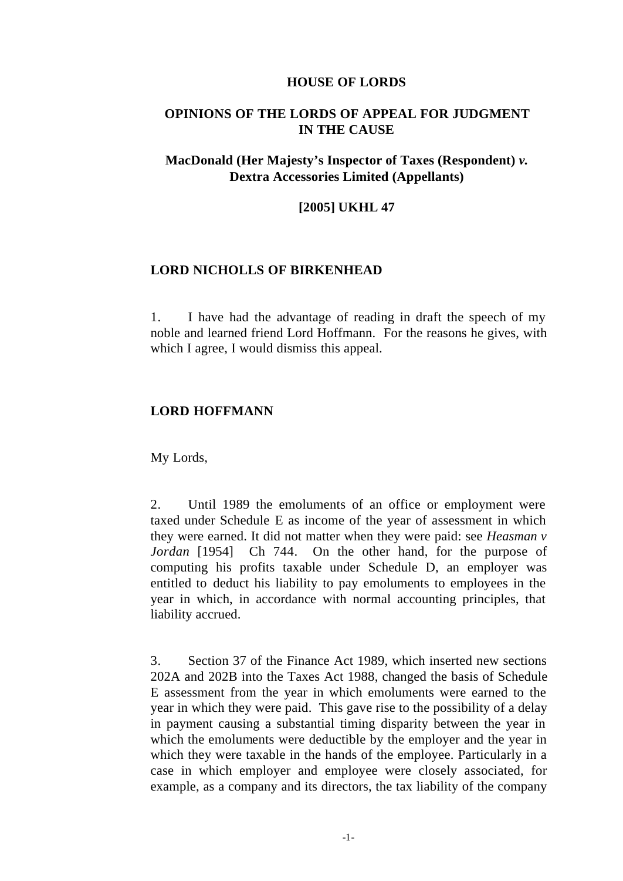**HOUSE OF LORDS**

**OPINIONS OF THE LORDS OF APPEAL FOR JUDGMENT IN THE CAUSE**

**MacDonald (Her Majesty's Inspector of Taxes (Respondent) *v.* Dextra Accessories Limited (Appellants)**

**[2005] UKHL 47**

**LORD NICHOLLS OF BIRKENHEAD**

1. I have had the advantage of reading in draft the speech of my noble and learned friend Lord Hoffmann. For the reasons he gives, with which I agree, I would dismiss this appeal.

**LORD HOFFMANN**

My Lords,

2. Until 1989 the emoluments of an office or employment were taxed under Schedule E as income of the year of assessment in which they were earned. It did not matter when they were paid: see *Heasman v Jordan* [1954] Ch 744. On the other hand, for the purpose of computing his profits taxable under Schedule D, an employer was entitled to deduct his liability to pay emoluments to employees in the year in which, in accordance with normal accounting principles, that liability accrued.

3. Section 37 of the Finance Act 1989, which inserted new sections 202A and 202B into the Taxes Act 1988, changed the basis of Schedule E assessment from the year in which emoluments were earned to the year in which they were paid. This gave rise to the possibility of a delay in payment causing a substantial timing disparity between the year in which the emoluments were deductible by the employer and the year in which they were taxable in the hands of the employee. Particularly in a case in which employer and employee were closely associated, for example, as a company and its directors, the tax liability of the company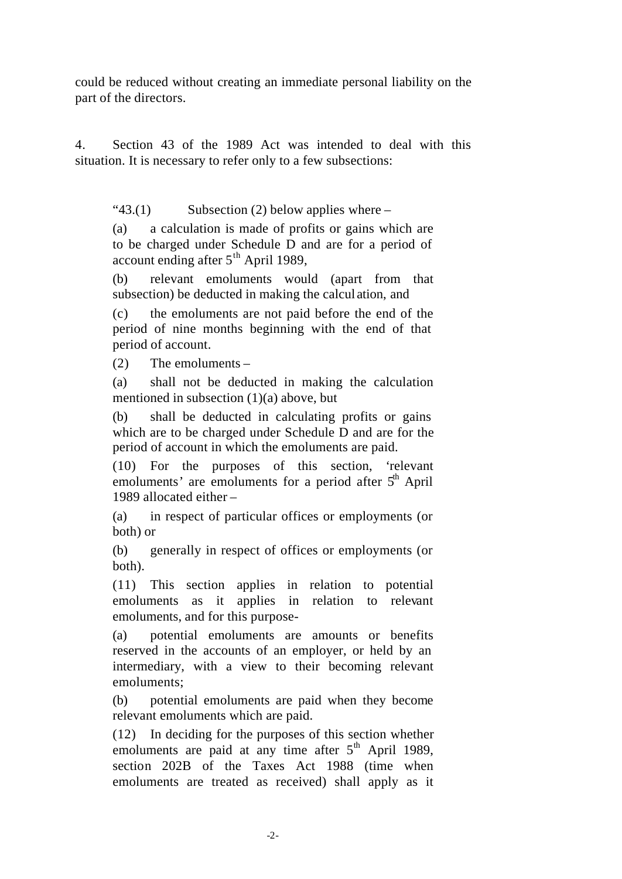could be reduced without creating an immediate personal liability on the part of the directors.

4. Section 43 of the 1989 Act was intended to deal with this situation. It is necessary to refer only to a few subsections:

> "43.(1) Subsection (2) below applies where –
>
> (a) a calculation is made of profits or gains which are to be charged under Schedule D and are for a period of account ending after 5th April 1989,
>
> (b) relevant emoluments would (apart from that subsection) be deducted in making the calculation, and
>
> (c) the emoluments are not paid before the end of the period of nine months beginning with the end of that period of account.
>
> (2) The emoluments –
>
> (a) shall not be deducted in making the calculation mentioned in subsection (1)(a) above, but
>
> (b) shall be deducted in calculating profits or gains which are to be charged under Schedule D and are for the period of account in which the emoluments are paid.
>
> (10) For the purposes of this section, 'relevant emoluments' are emoluments for a period after 5th April 1989 allocated either –
>
> (a) in respect of particular offices or employments (or both) or
>
> (b) generally in respect of offices or employments (or both).
>
> (11) This section applies in relation to potential emoluments as it applies in relation to relevant emoluments, and for this purpose-
>
> (a) potential emoluments are amounts or benefits reserved in the accounts of an employer, or held by an intermediary, with a view to their becoming relevant emoluments;
>
> (b) potential emoluments are paid when they become relevant emoluments which are paid.
>
> (12) In deciding for the purposes of this section whether emoluments are paid at any time after 5th April 1989, section 202B of the Taxes Act 1988 (time when emoluments are treated as received) shall apply as it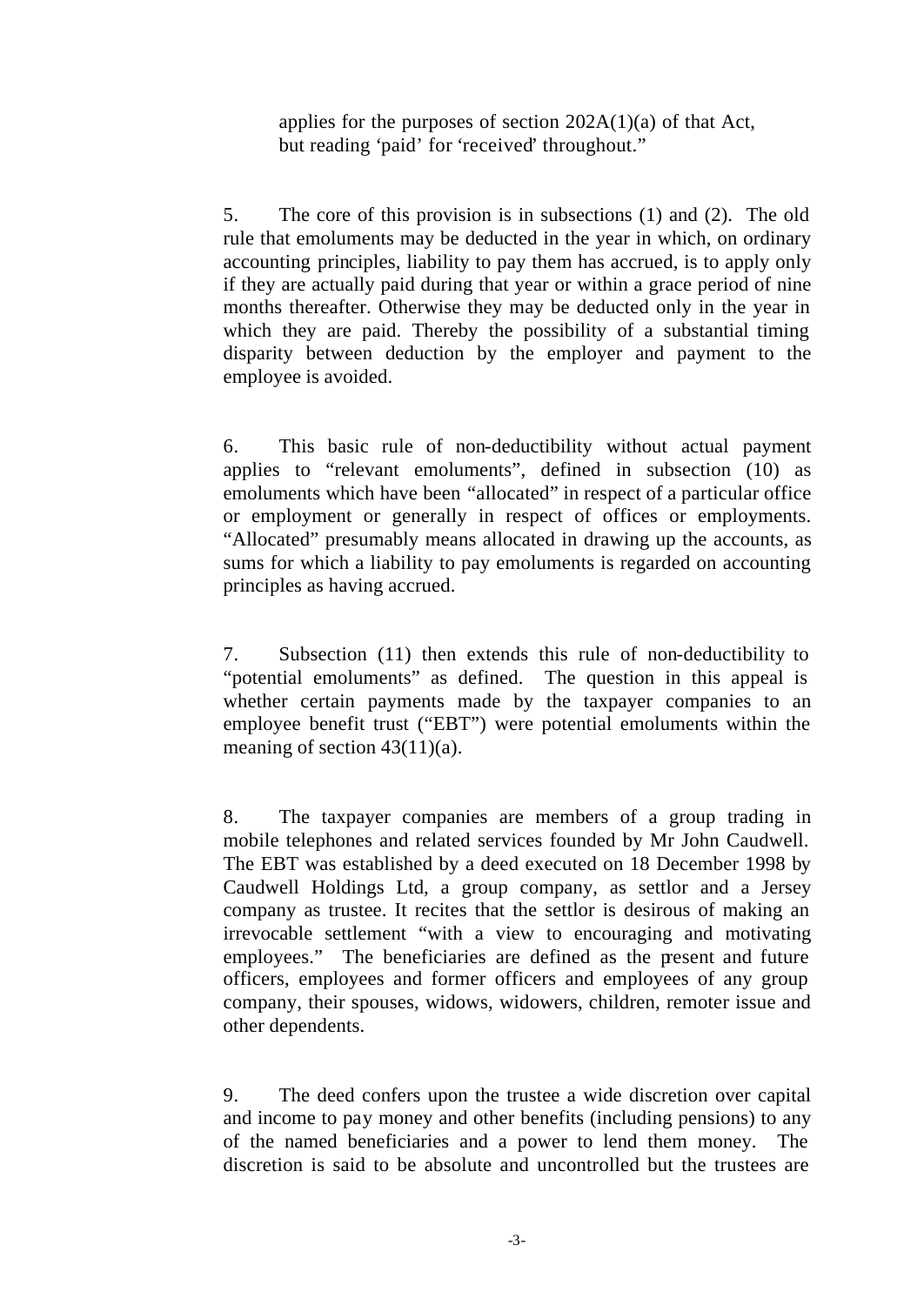applies for the purposes of section 202A(1)(a) of that Act, but reading 'paid' for 'received' throughout."

5. The core of this provision is in subsections (1) and (2). The old rule that emoluments may be deducted in the year in which, on ordinary accounting principles, liability to pay them has accrued, is to apply only if they are actually paid during that year or within a grace period of nine months thereafter. Otherwise they may be deducted only in the year in which they are paid. Thereby the possibility of a substantial timing disparity between deduction by the employer and payment to the employee is avoided.

6. This basic rule of non-deductibility without actual payment applies to "relevant emoluments", defined in subsection (10) as emoluments which have been "allocated" in respect of a particular office or employment or generally in respect of offices or employments. "Allocated" presumably means allocated in drawing up the accounts, as sums for which a liability to pay emoluments is regarded on accounting principles as having accrued.

7. Subsection (11) then extends this rule of non-deductibility to "potential emoluments" as defined. The question in this appeal is whether certain payments made by the taxpayer companies to an employee benefit trust ("EBT") were potential emoluments within the meaning of section 43(11)(a).

8. The taxpayer companies are members of a group trading in mobile telephones and related services founded by Mr John Caudwell. The EBT was established by a deed executed on 18 December 1998 by Caudwell Holdings Ltd, a group company, as settlor and a Jersey company as trustee. It recites that the settlor is desirous of making an irrevocable settlement "with a view to encouraging and motivating employees." The beneficiaries are defined as the present and future officers, employees and former officers and employees of any group company, their spouses, widows, widowers, children, remoter issue and other dependents.

9. The deed confers upon the trustee a wide discretion over capital and income to pay money and other benefits (including pensions) to any of the named beneficiaries and a power to lend them money. The discretion is said to be absolute and uncontrolled but the trustees are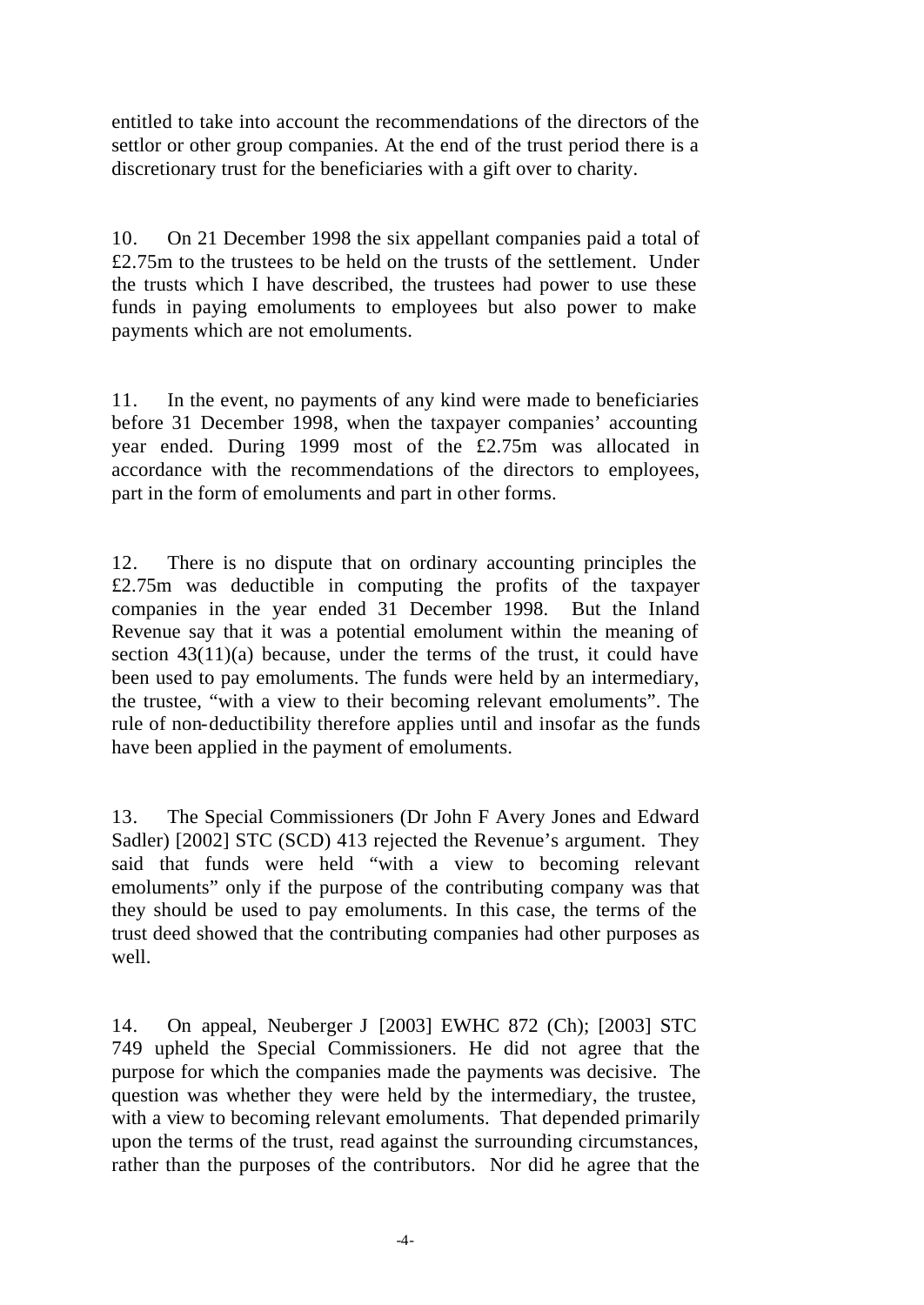entitled to take into account the recommendations of the directors of the settlor or other group companies. At the end of the trust period there is a discretionary trust for the beneficiaries with a gift over to charity.

10. On 21 December 1998 the six appellant companies paid a total of £2.75m to the trustees to be held on the trusts of the settlement. Under the trusts which I have described, the trustees had power to use these funds in paying emoluments to employees but also power to make payments which are not emoluments.

11. In the event, no payments of any kind were made to beneficiaries before 31 December 1998, when the taxpayer companies' accounting year ended. During 1999 most of the £2.75m was allocated in accordance with the recommendations of the directors to employees, part in the form of emoluments and part in other forms.

12. There is no dispute that on ordinary accounting principles the £2.75m was deductible in computing the profits of the taxpayer companies in the year ended 31 December 1998. But the Inland Revenue say that it was a potential emolument within the meaning of section 43(11)(a) because, under the terms of the trust, it could have been used to pay emoluments. The funds were held by an intermediary, the trustee, "with a view to their becoming relevant emoluments". The rule of non-deductibility therefore applies until and insofar as the funds have been applied in the payment of emoluments.

13. The Special Commissioners (Dr John F Avery Jones and Edward Sadler) [2002] STC (SCD) 413 rejected the Revenue's argument. They said that funds were held "with a view to becoming relevant emoluments" only if the purpose of the contributing company was that they should be used to pay emoluments. In this case, the terms of the trust deed showed that the contributing companies had other purposes as well.

14. On appeal, Neuberger J [2003] EWHC 872 (Ch); [2003] STC 749 upheld the Special Commissioners. He did not agree that the purpose for which the companies made the payments was decisive. The question was whether they were held by the intermediary, the trustee, with a view to becoming relevant emoluments. That depended primarily upon the terms of the trust, read against the surrounding circumstances, rather than the purposes of the contributors. Nor did he agree that the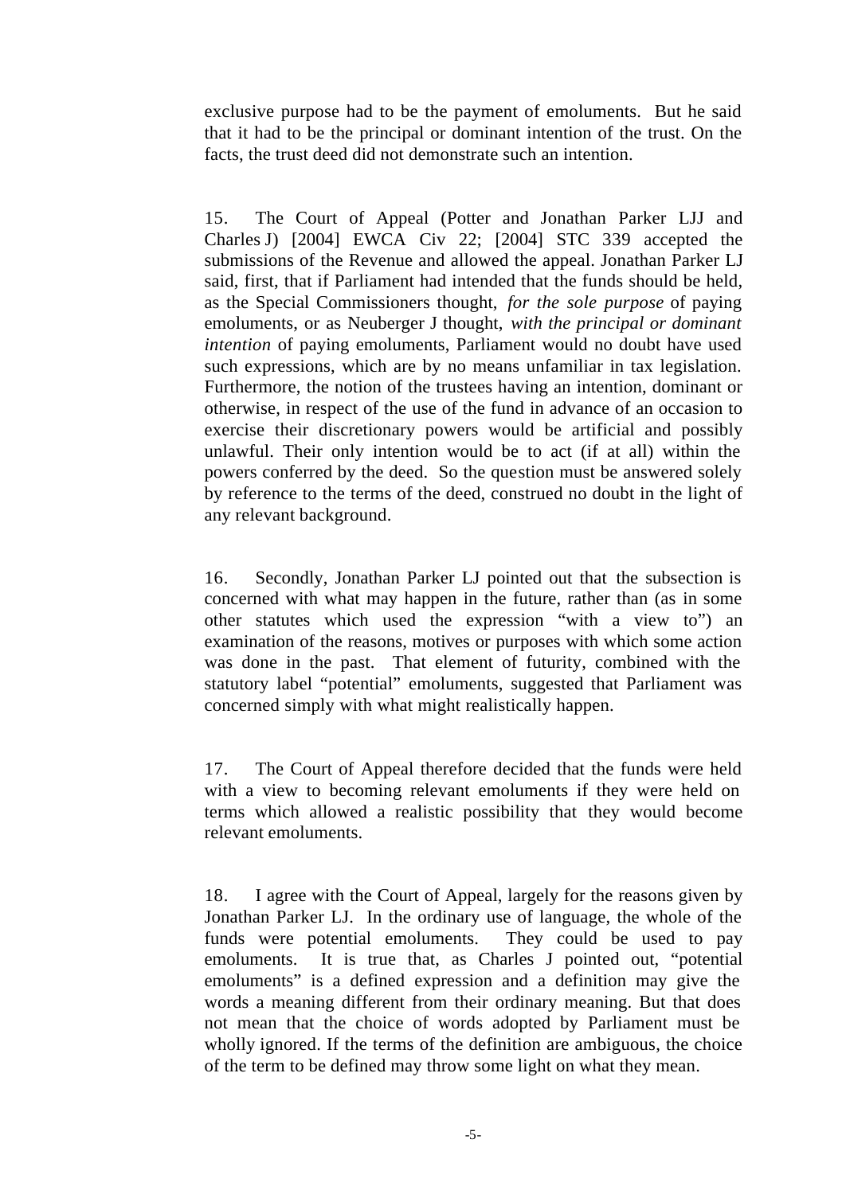exclusive purpose had to be the payment of emoluments. But he said that it had to be the principal or dominant intention of the trust. On the facts, the trust deed did not demonstrate such an intention.

15. The Court of Appeal (Potter and Jonathan Parker LJJ and Charles J) [2004] EWCA Civ 22; [2004] STC 339 accepted the submissions of the Revenue and allowed the appeal. Jonathan Parker LJ said, first, that if Parliament had intended that the funds should be held, as the Special Commissioners thought, *for the sole purpose* of paying emoluments, or as Neuberger J thought, *with the principal or dominant intention* of paying emoluments, Parliament would no doubt have used such expressions, which are by no means unfamiliar in tax legislation. Furthermore, the notion of the trustees having an intention, dominant or otherwise, in respect of the use of the fund in advance of an occasion to exercise their discretionary powers would be artificial and possibly unlawful. Their only intention would be to act (if at all) within the powers conferred by the deed. So the question must be answered solely by reference to the terms of the deed, construed no doubt in the light of any relevant background.

16. Secondly, Jonathan Parker LJ pointed out that the subsection is concerned with what may happen in the future, rather than (as in some other statutes which used the expression "with a view to") an examination of the reasons, motives or purposes with which some action was done in the past. That element of futurity, combined with the statutory label "potential" emoluments, suggested that Parliament was concerned simply with what might realistically happen.

17. The Court of Appeal therefore decided that the funds were held with a view to becoming relevant emoluments if they were held on terms which allowed a realistic possibility that they would become relevant emoluments.

18. I agree with the Court of Appeal, largely for the reasons given by Jonathan Parker LJ. In the ordinary use of language, the whole of the funds were potential emoluments. They could be used to pay emoluments. It is true that, as Charles J pointed out, "potential emoluments" is a defined expression and a definition may give the words a meaning different from their ordinary meaning. But that does not mean that the choice of words adopted by Parliament must be wholly ignored. If the terms of the definition are ambiguous, the choice of the term to be defined may throw some light on what they mean.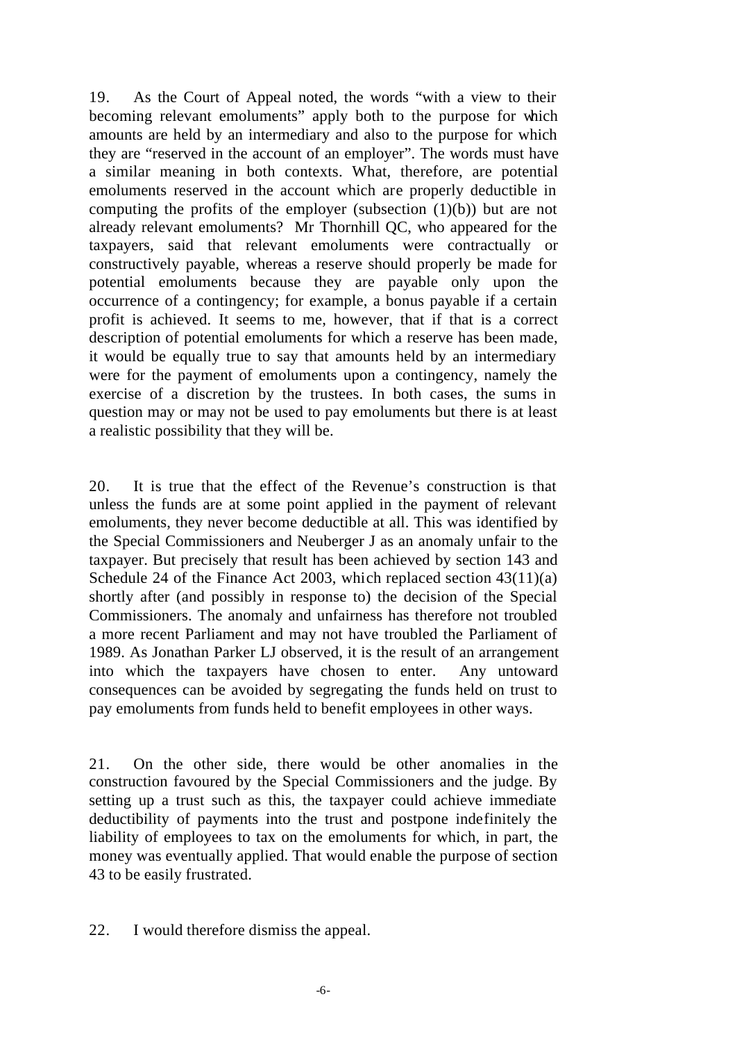19. As the Court of Appeal noted, the words "with a view to their becoming relevant emoluments" apply both to the purpose for which amounts are held by an intermediary and also to the purpose for which they are "reserved in the account of an employer". The words must have a similar meaning in both contexts. What, therefore, are potential emoluments reserved in the account which are properly deductible in computing the profits of the employer (subsection (1)(b)) but are not already relevant emoluments? Mr Thornhill QC, who appeared for the taxpayers, said that relevant emoluments were contractually or constructively payable, whereas a reserve should properly be made for potential emoluments because they are payable only upon the occurrence of a contingency; for example, a bonus payable if a certain profit is achieved. It seems to me, however, that if that is a correct description of potential emoluments for which a reserve has been made, it would be equally true to say that amounts held by an intermediary were for the payment of emoluments upon a contingency, namely the exercise of a discretion by the trustees. In both cases, the sums in question may or may not be used to pay emoluments but there is at least a realistic possibility that they will be.

20. It is true that the effect of the Revenue's construction is that unless the funds are at some point applied in the payment of relevant emoluments, they never become deductible at all. This was identified by the Special Commissioners and Neuberger J as an anomaly unfair to the taxpayer. But precisely that result has been achieved by section 143 and Schedule 24 of the Finance Act 2003, which replaced section 43(11)(a) shortly after (and possibly in response to) the decision of the Special Commissioners. The anomaly and unfairness has therefore not troubled a more recent Parliament and may not have troubled the Parliament of 1989. As Jonathan Parker LJ observed, it is the result of an arrangement into which the taxpayers have chosen to enter. Any untoward consequences can be avoided by segregating the funds held on trust to pay emoluments from funds held to benefit employees in other ways.

21. On the other side, there would be other anomalies in the construction favoured by the Special Commissioners and the judge. By setting up a trust such as this, the taxpayer could achieve immediate deductibility of payments into the trust and postpone indefinitely the liability of employees to tax on the emoluments for which, in part, the money was eventually applied. That would enable the purpose of section 43 to be easily frustrated.

22. I would therefore dismiss the appeal.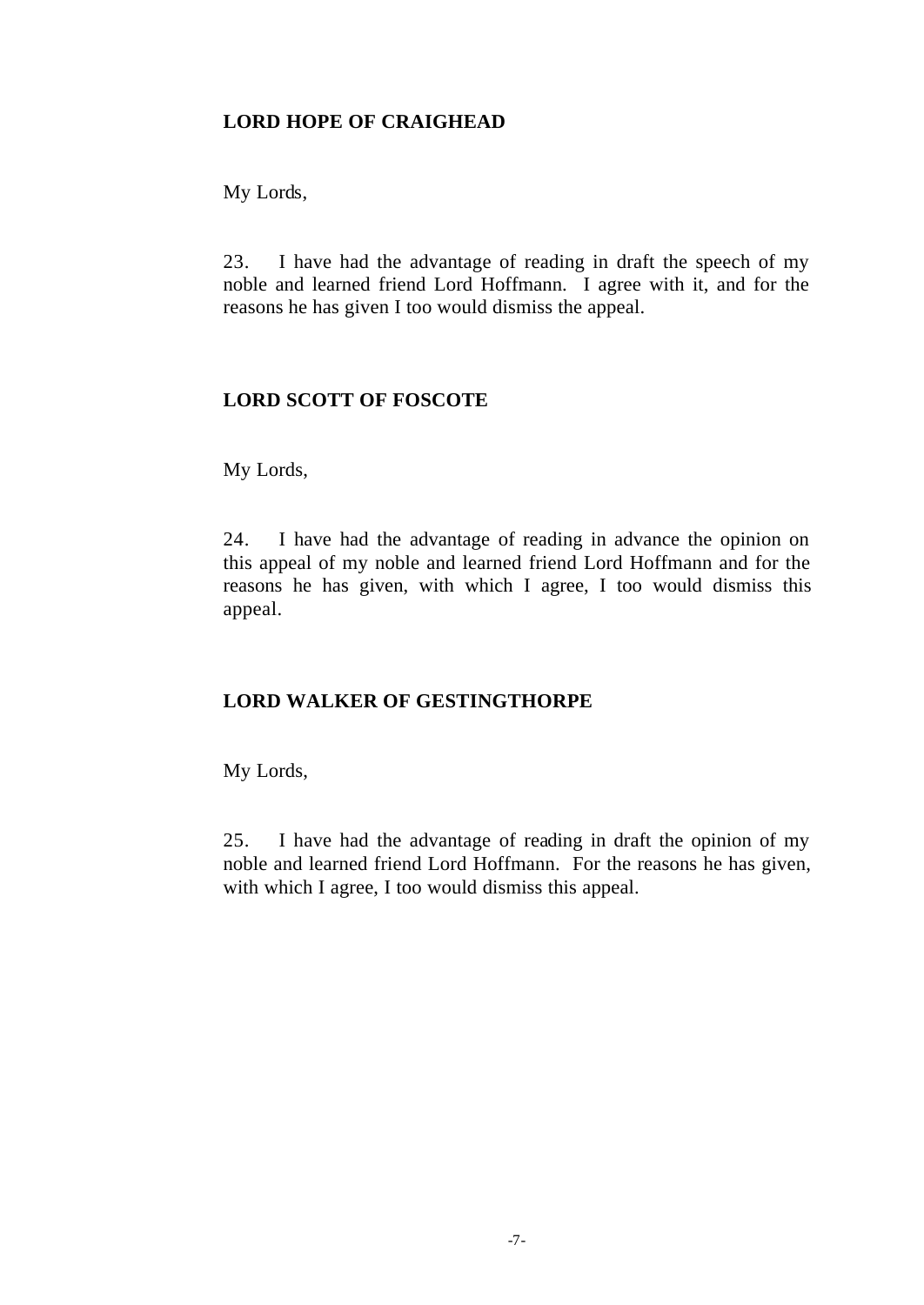**LORD HOPE OF CRAIGHEAD**

My Lords,

23. I have had the advantage of reading in draft the speech of my noble and learned friend Lord Hoffmann. I agree with it, and for the reasons he has given I too would dismiss the appeal.

**LORD SCOTT OF FOSCOTE**

My Lords,

24. I have had the advantage of reading in advance the opinion on this appeal of my noble and learned friend Lord Hoffmann and for the reasons he has given, with which I agree, I too would dismiss this appeal.

**LORD WALKER OF GESTINGTHORPE**

My Lords,

25. I have had the advantage of reading in draft the opinion of my noble and learned friend Lord Hoffmann. For the reasons he has given, with which I agree, I too would dismiss this appeal.